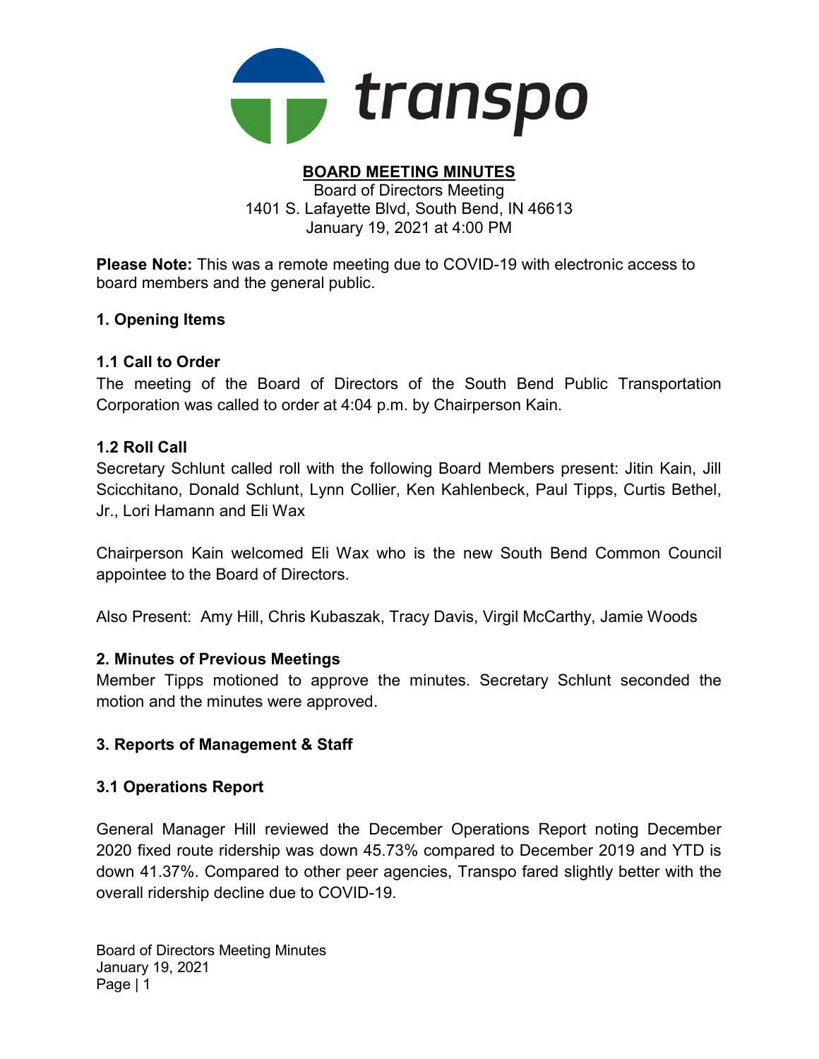transpo

# BOARD MEETING MINUTES

Board of Directors Meeting
1401 S. Lafayette Blvd, South Bend, IN 46613
January 19, 2021 at 4:00 PM

**Please Note:** This was a remote meeting due to COVID-19 with electronic access to board members and the general public.

## 1. Opening Items

### 1.1 Call to Order

The meeting of the Board of Directors of the South Bend Public Transportation Corporation was called to order at 4:04 p.m. by Chairperson Kain.

### 1.2 Roll Call

Secretary Schlunt called roll with the following Board Members present: Jitin Kain, Jill Scicchitano, Donald Schlunt, Lynn Collier, Ken Kahlenbeck, Paul Tipps, Curtis Bethel, Jr., Lori Hamann and Eli Wax

Chairperson Kain welcomed Eli Wax who is the new South Bend Common Council appointee to the Board of Directors.

Also Present: Amy Hill, Chris Kubaszak, Tracy Davis, Virgil McCarthy, Jamie Woods

## 2. Minutes of Previous Meetings

Member Tipps motioned to approve the minutes. Secretary Schlunt seconded the motion and the minutes were approved.

## 3. Reports of Management & Staff

### 3.1 Operations Report

General Manager Hill reviewed the December Operations Report noting December 2020 fixed route ridership was down 45.73% compared to December 2019 and YTD is down 41.37%. Compared to other peer agencies, Transpo fared slightly better with the overall ridership decline due to COVID-19.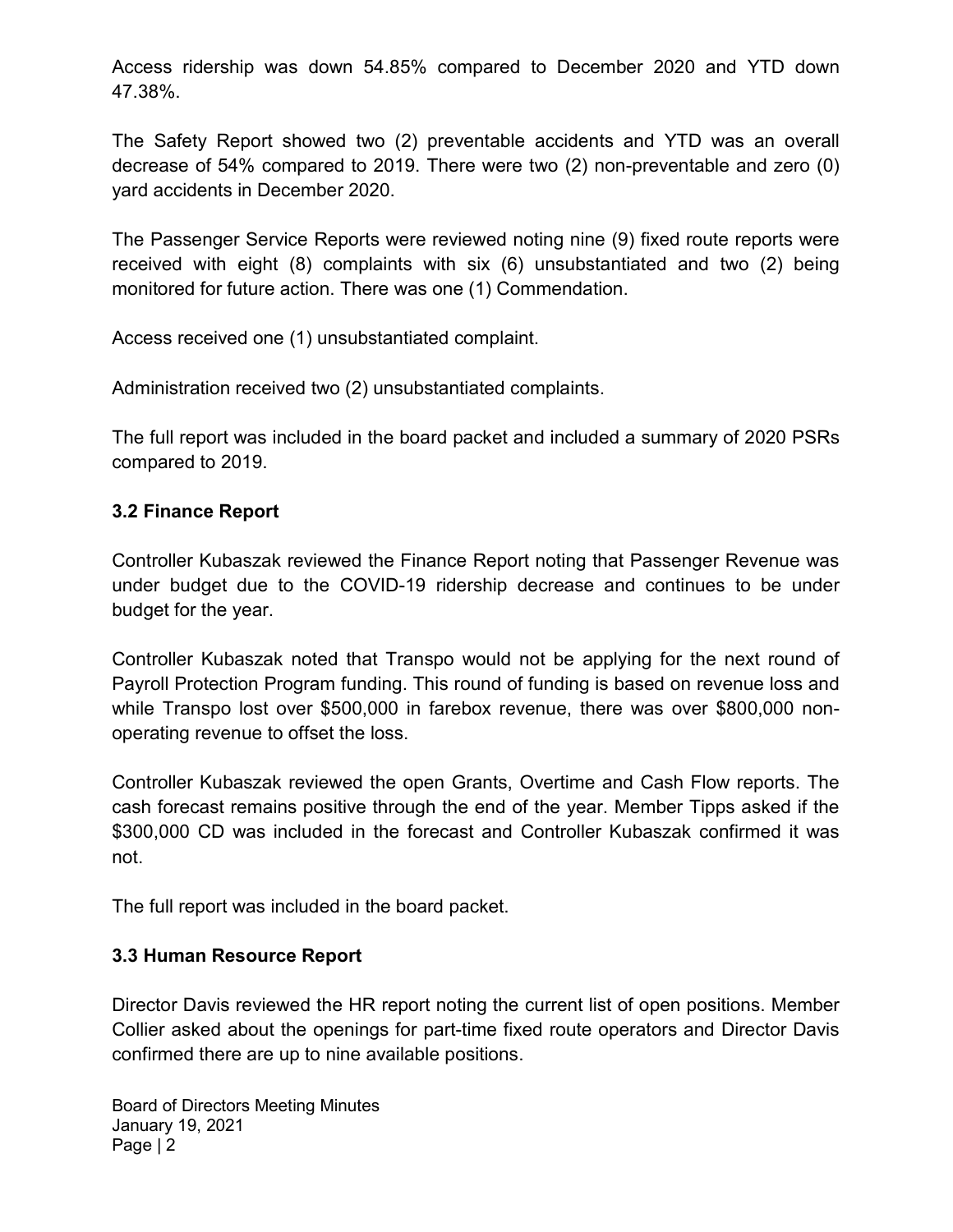Access ridership was down 54.85% compared to December 2020 and YTD down 47.38%.

The Safety Report showed two (2) preventable accidents and YTD was an overall decrease of 54% compared to 2019. There were two (2) non-preventable and zero (0) yard accidents in December 2020.

The Passenger Service Reports were reviewed noting nine (9) fixed route reports were received with eight (8) complaints with six (6) unsubstantiated and two (2) being monitored for future action. There was one (1) Commendation.

Access received one (1) unsubstantiated complaint.

Administration received two (2) unsubstantiated complaints.

The full report was included in the board packet and included a summary of 2020 PSRs compared to 2019.

### 3.2 Finance Report

Controller Kubaszak reviewed the Finance Report noting that Passenger Revenue was under budget due to the COVID-19 ridership decrease and continues to be under budget for the year.

Controller Kubaszak noted that Transpo would not be applying for the next round of Payroll Protection Program funding. This round of funding is based on revenue loss and while Transpo lost over $500,000 in farebox revenue, there was over $800,000 non-operating revenue to offset the loss.

Controller Kubaszak reviewed the open Grants, Overtime and Cash Flow reports. The cash forecast remains positive through the end of the year. Member Tipps asked if the $300,000 CD was included in the forecast and Controller Kubaszak confirmed it was not.

The full report was included in the board packet.

### 3.3 Human Resource Report

Director Davis reviewed the HR report noting the current list of open positions. Member Collier asked about the openings for part-time fixed route operators and Director Davis confirmed there are up to nine available positions.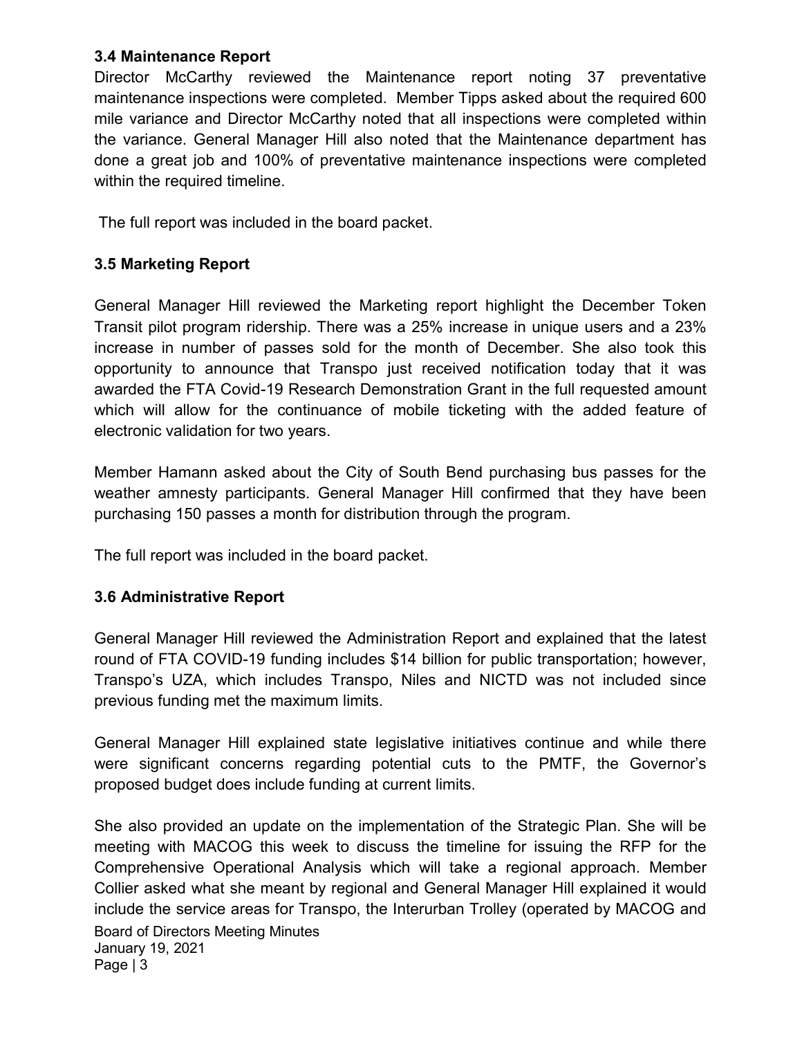### 3.4 Maintenance Report

Director McCarthy reviewed the Maintenance report noting 37 preventative maintenance inspections were completed. Member Tipps asked about the required 600 mile variance and Director McCarthy noted that all inspections were completed within the variance. General Manager Hill also noted that the Maintenance department has done a great job and 100% of preventative maintenance inspections were completed within the required timeline.

The full report was included in the board packet.

### 3.5 Marketing Report

General Manager Hill reviewed the Marketing report highlight the December Token Transit pilot program ridership. There was a 25% increase in unique users and a 23% increase in number of passes sold for the month of December. She also took this opportunity to announce that Transpo just received notification today that it was awarded the FTA Covid-19 Research Demonstration Grant in the full requested amount which will allow for the continuance of mobile ticketing with the added feature of electronic validation for two years.

Member Hamann asked about the City of South Bend purchasing bus passes for the weather amnesty participants. General Manager Hill confirmed that they have been purchasing 150 passes a month for distribution through the program.

The full report was included in the board packet.

### 3.6 Administrative Report

General Manager Hill reviewed the Administration Report and explained that the latest round of FTA COVID-19 funding includes $14 billion for public transportation; however, Transpo's UZA, which includes Transpo, Niles and NICTD was not included since previous funding met the maximum limits.

General Manager Hill explained state legislative initiatives continue and while there were significant concerns regarding potential cuts to the PMTF, the Governor's proposed budget does include funding at current limits.

She also provided an update on the implementation of the Strategic Plan. She will be meeting with MACOG this week to discuss the timeline for issuing the RFP for the Comprehensive Operational Analysis which will take a regional approach. Member Collier asked what she meant by regional and General Manager Hill explained it would include the service areas for Transpo, the Interurban Trolley (operated by MACOG and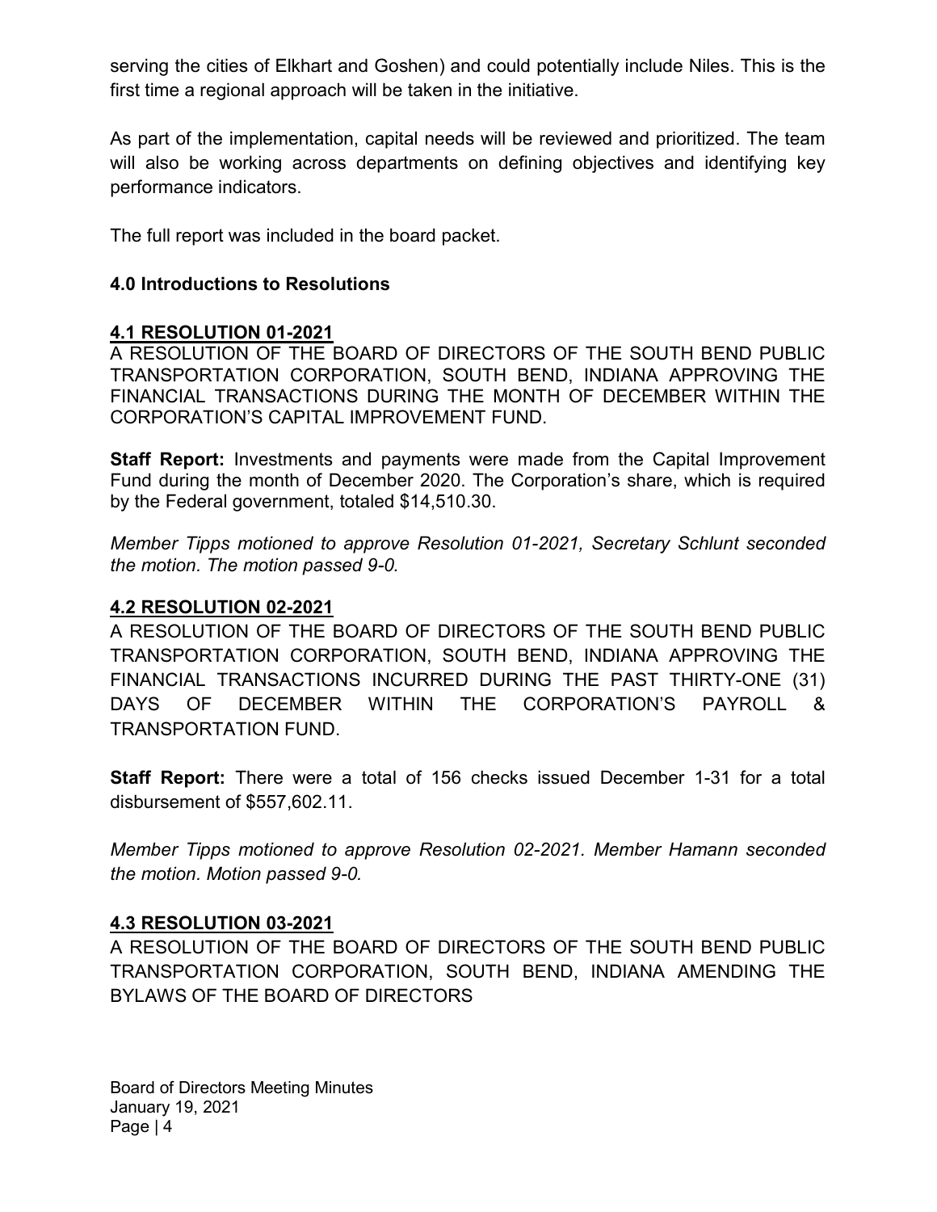serving the cities of Elkhart and Goshen) and could potentially include Niles. This is the first time a regional approach will be taken in the initiative.

As part of the implementation, capital needs will be reviewed and prioritized. The team will also be working across departments on defining objectives and identifying key performance indicators.

The full report was included in the board packet.

## 4.0 Introductions to Resolutions

### 4.1 RESOLUTION 01-2021

A RESOLUTION OF THE BOARD OF DIRECTORS OF THE SOUTH BEND PUBLIC TRANSPORTATION CORPORATION, SOUTH BEND, INDIANA APPROVING THE FINANCIAL TRANSACTIONS DURING THE MONTH OF DECEMBER WITHIN THE CORPORATION'S CAPITAL IMPROVEMENT FUND.

**Staff Report:** Investments and payments were made from the Capital Improvement Fund during the month of December 2020. The Corporation's share, which is required by the Federal government, totaled $14,510.30.

*Member Tipps motioned to approve Resolution 01-2021, Secretary Schlunt seconded the motion. The motion passed 9-0.*

### 4.2 RESOLUTION 02-2021

A RESOLUTION OF THE BOARD OF DIRECTORS OF THE SOUTH BEND PUBLIC TRANSPORTATION CORPORATION, SOUTH BEND, INDIANA APPROVING THE FINANCIAL TRANSACTIONS INCURRED DURING THE PAST THIRTY-ONE (31) DAYS OF DECEMBER WITHIN THE CORPORATION'S PAYROLL & TRANSPORTATION FUND.

**Staff Report:** There were a total of 156 checks issued December 1-31 for a total disbursement of $557,602.11.

*Member Tipps motioned to approve Resolution 02-2021. Member Hamann seconded the motion. Motion passed 9-0.*

### 4.3 RESOLUTION 03-2021

A RESOLUTION OF THE BOARD OF DIRECTORS OF THE SOUTH BEND PUBLIC TRANSPORTATION CORPORATION, SOUTH BEND, INDIANA AMENDING THE BYLAWS OF THE BOARD OF DIRECTORS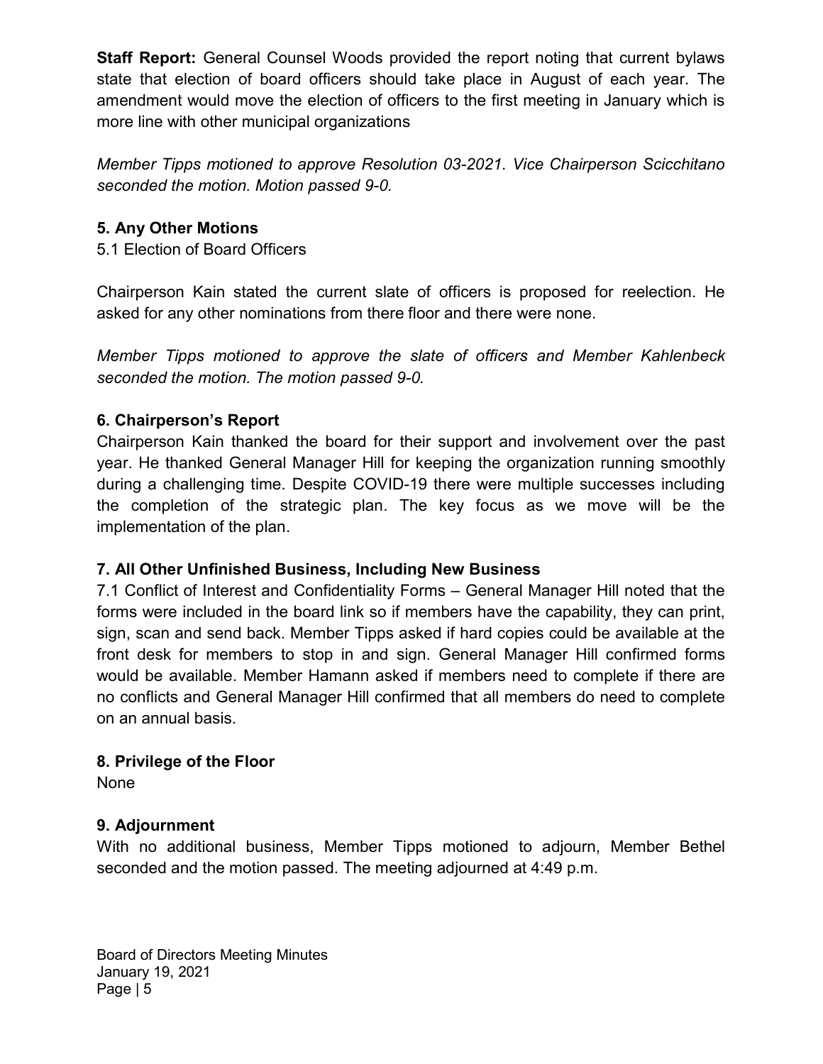**Staff Report:** General Counsel Woods provided the report noting that current bylaws state that election of board officers should take place in August of each year. The amendment would move the election of officers to the first meeting in January which is more line with other municipal organizations

*Member Tipps motioned to approve Resolution 03-2021. Vice Chairperson Scicchitano seconded the motion. Motion passed 9-0.*

### 5. Any Other Motions

5.1 Election of Board Officers

Chairperson Kain stated the current slate of officers is proposed for reelection. He asked for any other nominations from there floor and there were none.

*Member Tipps motioned to approve the slate of officers and Member Kahlenbeck seconded the motion. The motion passed 9-0.*

### 6. Chairperson's Report

Chairperson Kain thanked the board for their support and involvement over the past year. He thanked General Manager Hill for keeping the organization running smoothly during a challenging time. Despite COVID-19 there were multiple successes including the completion of the strategic plan. The key focus as we move will be the implementation of the plan.

### 7. All Other Unfinished Business, Including New Business

7.1 Conflict of Interest and Confidentiality Forms – General Manager Hill noted that the forms were included in the board link so if members have the capability, they can print, sign, scan and send back. Member Tipps asked if hard copies could be available at the front desk for members to stop in and sign. General Manager Hill confirmed forms would be available. Member Hamann asked if members need to complete if there are no conflicts and General Manager Hill confirmed that all members do need to complete on an annual basis.

### 8. Privilege of the Floor

None

### 9. Adjournment

With no additional business, Member Tipps motioned to adjourn, Member Bethel seconded and the motion passed. The meeting adjourned at 4:49 p.m.